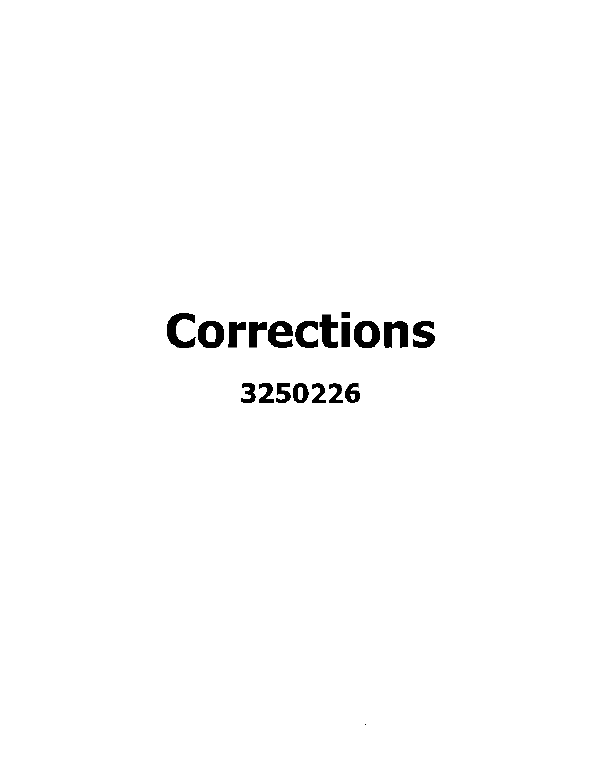# Corrections

## 3250226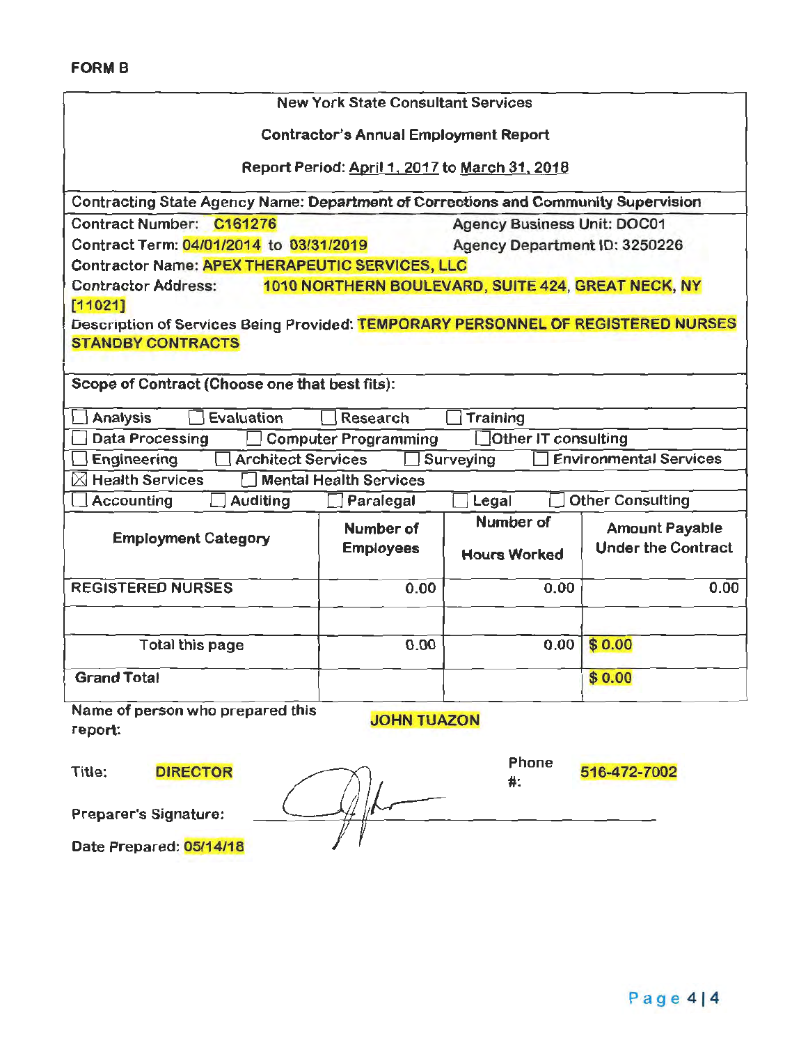**FORM B**

New York State Consultant Services

**Contractor's Annual Employment Report**

Report Period: April 1, 2017 to March 31, 2018

Contracting State Agency Name: **Department of Corrections and Community Supervision**

Contract Number: **C161276** | Agency Business Unit: DOC01

Contract Term: **04/01/2014** to **03/31/2019** | Agency Department ID: 3250226

Contractor Name: **APEX THERAPEUTIC SERVICES, LLC**

Contractor Address: **1010 NORTHERN BOULEVARD, SUITE 424, GREAT NECK, NY [11021]**

Description of Services Being Provided: **TEMPORARY PERSONNEL OF REGISTERED NURSES STANDBY CONTRACTS**

**Scope of Contract (Choose one that best fits):**

- ☐ Analysis ☐ Evaluation ☐ Research ☐ Training
- ☐ Data Processing ☐ Computer Programming ☐ Other IT consulting
- ☐ Engineering ☐ Architect Services ☐ Surveying ☐ Environmental Services
- ☒ Health Services ☐ Mental Health Services
- ☐ Accounting ☐ Auditing ☐ Paralegal ☐ Legal ☐ Other Consulting

| Employment Category | Number of Employees | Number of Hours Worked | Amount Payable Under the Contract |
|---|---|---|---|
| REGISTERED NURSES | 0.00 | 0.00 | 0.00 |
| | | | |
| Total this page | 0.00 | 0.00 | $ 0.00 |
| **Grand Total** | | | $ 0.00 |

Name of person who prepared this report: **JOHN TUAZON**

Title: **DIRECTOR**

Phone #: **516-472-7002**

Preparer's Signature: [signature]

Date Prepared: **05/14/18**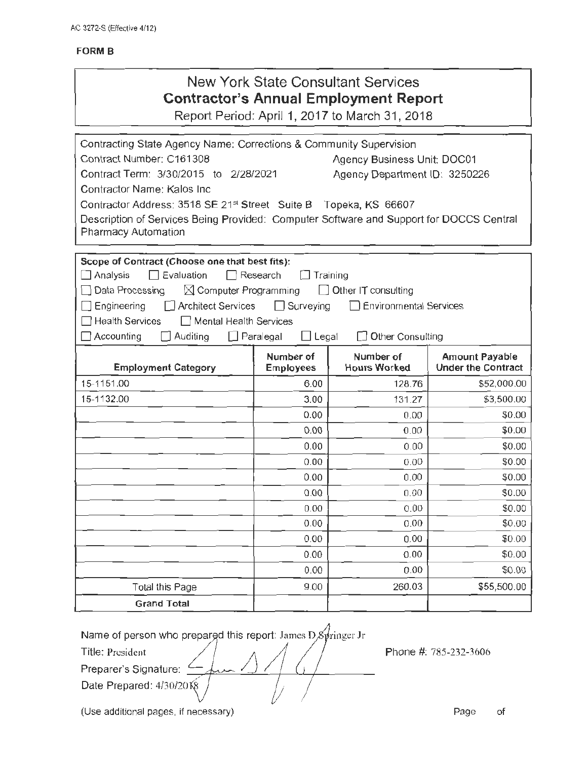AC 3272-S (Effective 4/12)

**FORM B**

# New York State Consultant Services
## Contractor's Annual Employment Report

Report Period: April 1, 2017 to March 31, 2018

Contracting State Agency Name: Corrections & Community Supervision

Contract Number: C161308 Agency Business Unit: DOC01

Contract Term: 3/30/2015 to 2/28/2021 Agency Department ID: 3250226

Contractor Name: Kalos Inc

Contractor Address: 3518 SE 21st Street Suite B Topeka, KS 66607

Description of Services Being Provided: Computer Software and Support for DOCCS Central Pharmacy Automation

**Scope of Contract (Choose one that best fits):**

☐ Analysis ☐ Evaluation ☐ Research ☐ Training

☐ Data Processing ☒ Computer Programming ☐ Other IT consulting

☐ Engineering ☐ Architect Services ☐ Surveying ☐ Environmental Services

☐ Health Services ☐ Mental Health Services

☐ Accounting ☐ Auditing ☐ Paralegal ☐ Legal ☐ Other Consulting

| Employment Category | Number of Employees | Number of Hours Worked | Amount Payable Under the Contract |
|---|---|---|---|
| 15-1151.00 | 6.00 | 128.76 | $52,000.00 |
| 15-1132.00 | 3.00 | 131.27 | $3,500.00 |
| | 0.00 | 0.00 | $0.00 |
| | 0.00 | 0.00 | $0.00 |
| | 0.00 | 0.00 | $0.00 |
| | 0.00 | 0.00 | $0.00 |
| | 0.00 | 0.00 | $0.00 |
| | 0.00 | 0.00 | $0.00 |
| | 0.00 | 0.00 | $0.00 |
| | 0.00 | 0.00 | $0.00 |
| | 0.00 | 0.00 | $0.00 |
| | 0.00 | 0.00 | $0.00 |
| | 0.00 | 0.00 | $0.00 |
| Total this Page | 9.00 | 260.03 | $55,500.00 |
| **Grand Total** | | | |

Name of person who prepared this report: James D Springer Jr

Title: President Phone #: 785-232-3606

Preparer's Signature: [signature]

Date Prepared: 4/30/2018

(Use additional pages, if necessary) Page of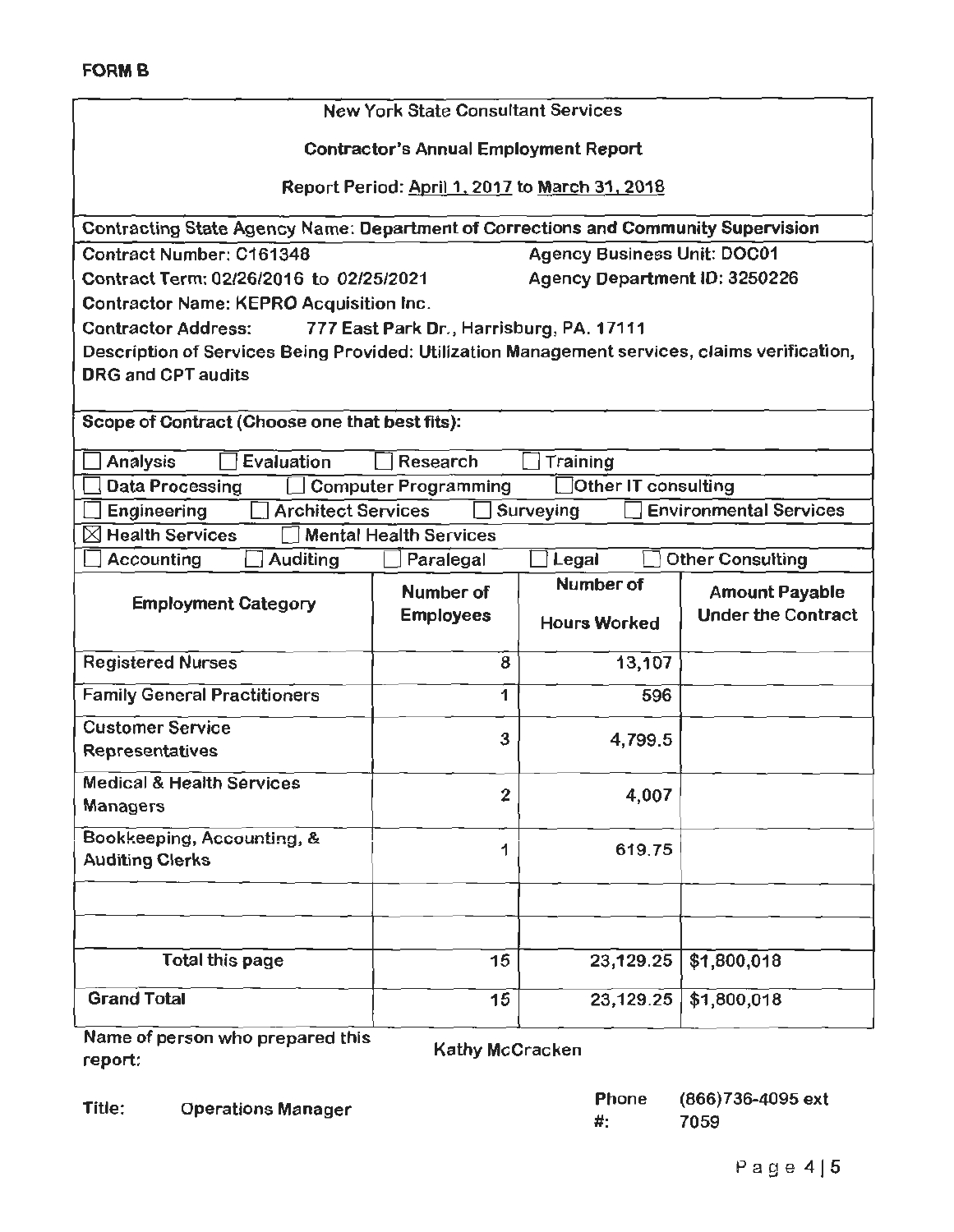**FORM B**

**New York State Consultant Services**

**Contractor's Annual Employment Report**

**Report Period: April 1, 2017 to March 31, 2018**

**Contracting State Agency Name: Department of Corrections and Community Supervision**

**Contract Number: C161348** — **Agency Business Unit: DOC01**

**Contract Term: 02/26/2016 to 02/25/2021** — **Agency Department ID: 3250226**

**Contractor Name: KEPRO Acquisition Inc.**

**Contractor Address:** 777 East Park Dr., Harrisburg, PA. 17111

**Description of Services Being Provided: Utilization Management services, claims verification, DRG and CPT audits**

**Scope of Contract (Choose one that best fits):**

☐ Analysis ☐ Evaluation ☐ Research ☐ Training

☐ Data Processing ☐ Computer Programming ☐ Other IT consulting

☐ Engineering ☐ Architect Services ☐ Surveying ☐ Environmental Services

☒ Health Services ☐ Mental Health Services

☐ Accounting ☐ Auditing ☐ Paralegal ☐ Legal ☐ Other Consulting

| Employment Category | Number of Employees | Number of Hours Worked | Amount Payable Under the Contract |
|---|---|---|---|
| Registered Nurses | 8 | 13,107 | |
| Family General Practitioners | 1 | 596 | |
| Customer Service Representatives | 3 | 4,799.5 | |
| Medical & Health Services Managers | 2 | 4,007 | |
| Bookkeeping, Accounting, & Auditing Clerks | 1 | 619.75 | |
| | | | |
| | | | |
| Total this page | 15 | 23,129.25 | $1,800,018 |
| Grand Total | 15 | 23,129.25 | $1,800,018 |

Name of person who prepared this report: Kathy McCracken

Title: Operations Manager

Phone #: (866)736-4095 ext 7059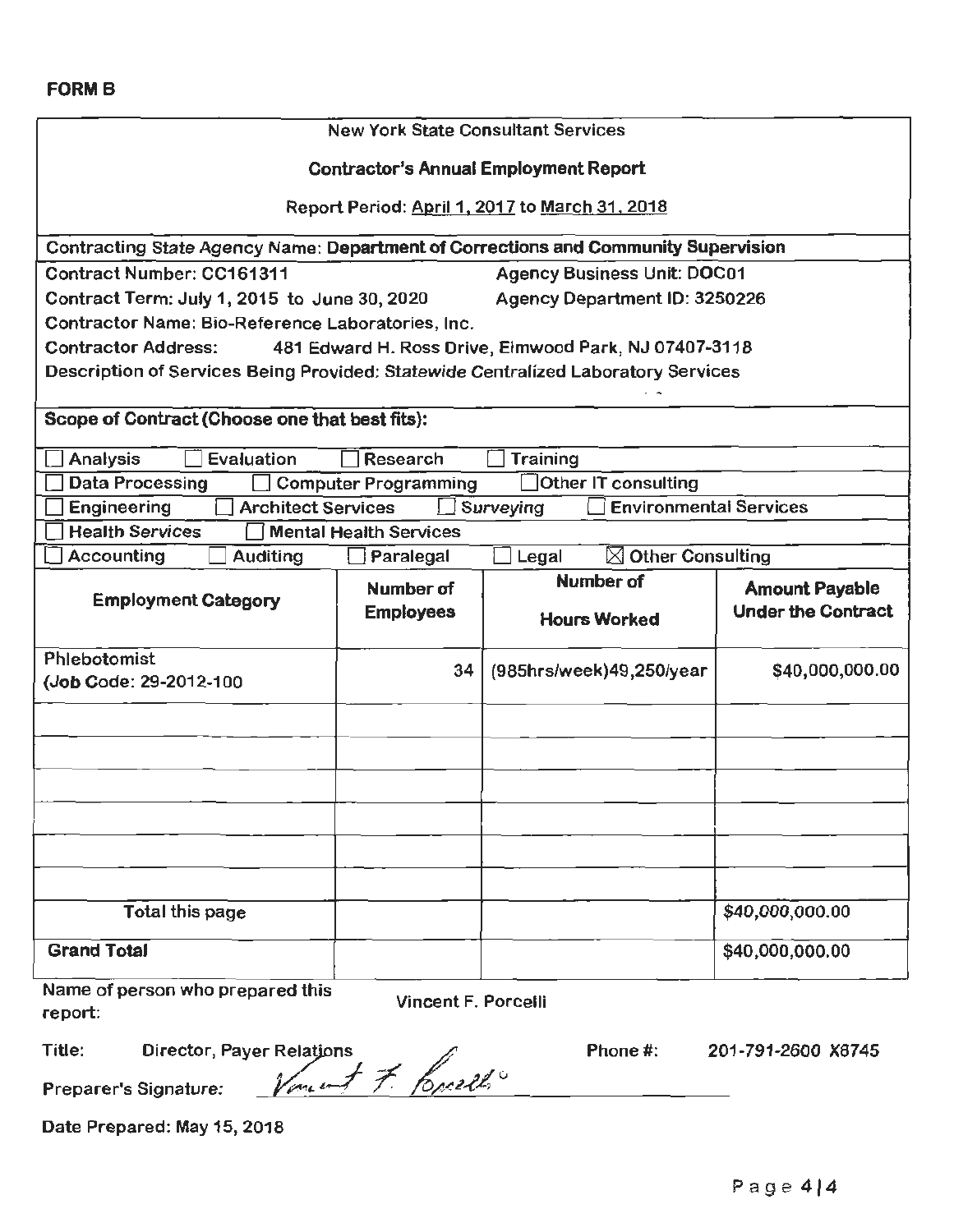**FORM B**

New York State Consultant Services

**Contractor's Annual Employment Report**

Report Period: April 1, 2017 to March 31, 2018

**Contracting State Agency Name: Department of Corrections and Community Supervision**

Contract Number: CC161311 — Agency Business Unit: DOC01

Contract Term: July 1, 2015 to June 30, 2020 — Agency Department ID: 3250226

Contractor Name: Bio-Reference Laboratories, Inc.

Contractor Address: 481 Edward H. Ross Drive, Elmwood Park, NJ 07407-3118

Description of Services Being Provided: Statewide Centralized Laboratory Services

**Scope of Contract (Choose one that best fits):**

☐ Analysis ☐ Evaluation ☐ Research ☐ Training

☐ Data Processing ☐ Computer Programming ☐ Other IT consulting

☐ Engineering ☐ Architect Services ☐ Surveying ☐ Environmental Services

☐ Health Services ☐ Mental Health Services

☐ Accounting ☐ Auditing ☐ Paralegal ☐ Legal ☒ Other Consulting

| Employment Category | Number of Employees | Number of Hours Worked | Amount Payable Under the Contract |
|---|---|---|---|
| Phlebotomist (Job Code: 29-2012-100 | 34 | (985hrs/week)49,250/year | $40,000,000.00 |
| | | | |
| | | | |
| | | | |
| | | | |
| | | | |
| | | | |
| Total this page | | | $40,000,000.00 |
| **Grand Total** | | | $40,000,000.00 |

Name of person who prepared this report: Vincent F. Porcelli

Title: Director, Payer Relations — Phone #: 201-791-2600 X8745

Preparer's Signature: *Vincent F. Porcelli*

Date Prepared: May 15, 2018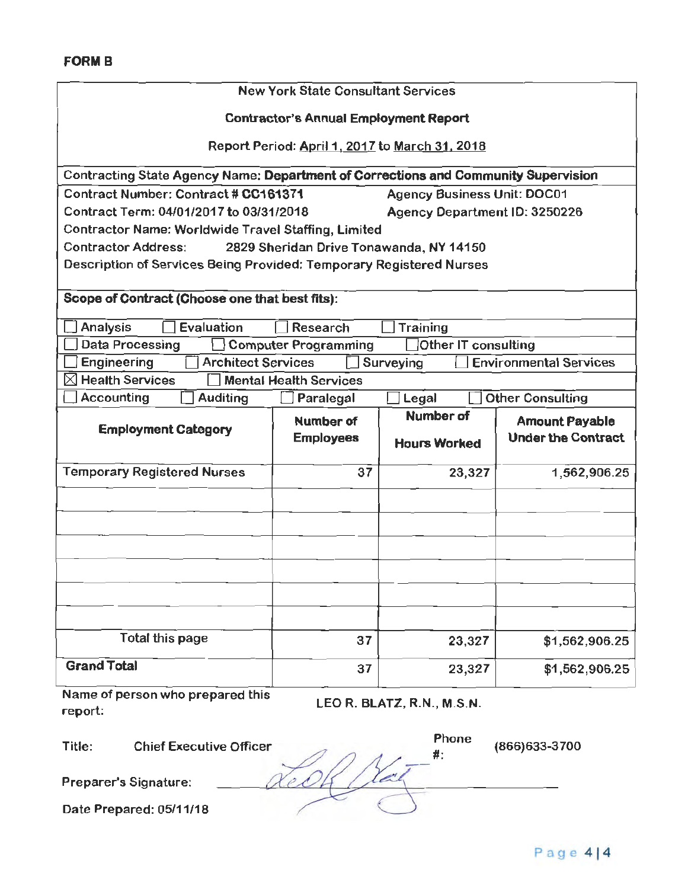**FORM B**

New York State Consultant Services

**Contractor's Annual Employment Report**

Report Period: April 1, 2017 to March 31, 2018

Contracting State Agency Name: **Department of Corrections and Community Supervision**

Contract Number: Contract # CC161371 — Agency Business Unit: DOC01

Contract Term: 04/01/2017 to 03/31/2018 — Agency Department ID: 3250226

Contractor Name: Worldwide Travel Staffing, Limited

Contractor Address: 2829 Sheridan Drive Tonawanda, NY 14150

Description of Services Being Provided: Temporary Registered Nurses

**Scope of Contract (Choose one that best fits):**

☐ Analysis ☐ Evaluation ☐ Research ☐ Training

☐ Data Processing ☐ Computer Programming ☐ Other IT consulting

☐ Engineering ☐ Architect Services ☐ Surveying ☐ Environmental Services

☒ Health Services ☐ Mental Health Services

☐ Accounting ☐ Auditing ☐ Paralegal ☐ Legal ☐ Other Consulting

| Employment Category | Number of Employees | Number of Hours Worked | Amount Payable Under the Contract |
|---|---|---|---|
| Temporary Registered Nurses | 37 | 23,327 | 1,562,906.25 |
| | | | |
| | | | |
| | | | |
| | | | |
| | | | |
| | | | |
| Total this page | 37 | 23,327 | $1,562,906.25 |
| **Grand Total** | 37 | 23,327 | $1,562,906.25 |

Name of person who prepared this report: LEO R. BLATZ, R.N., M.S.N.

Title: Chief Executive Officer — Phone #: (866)633-3700

Preparer's Signature: [signature]

Date Prepared: 05/11/18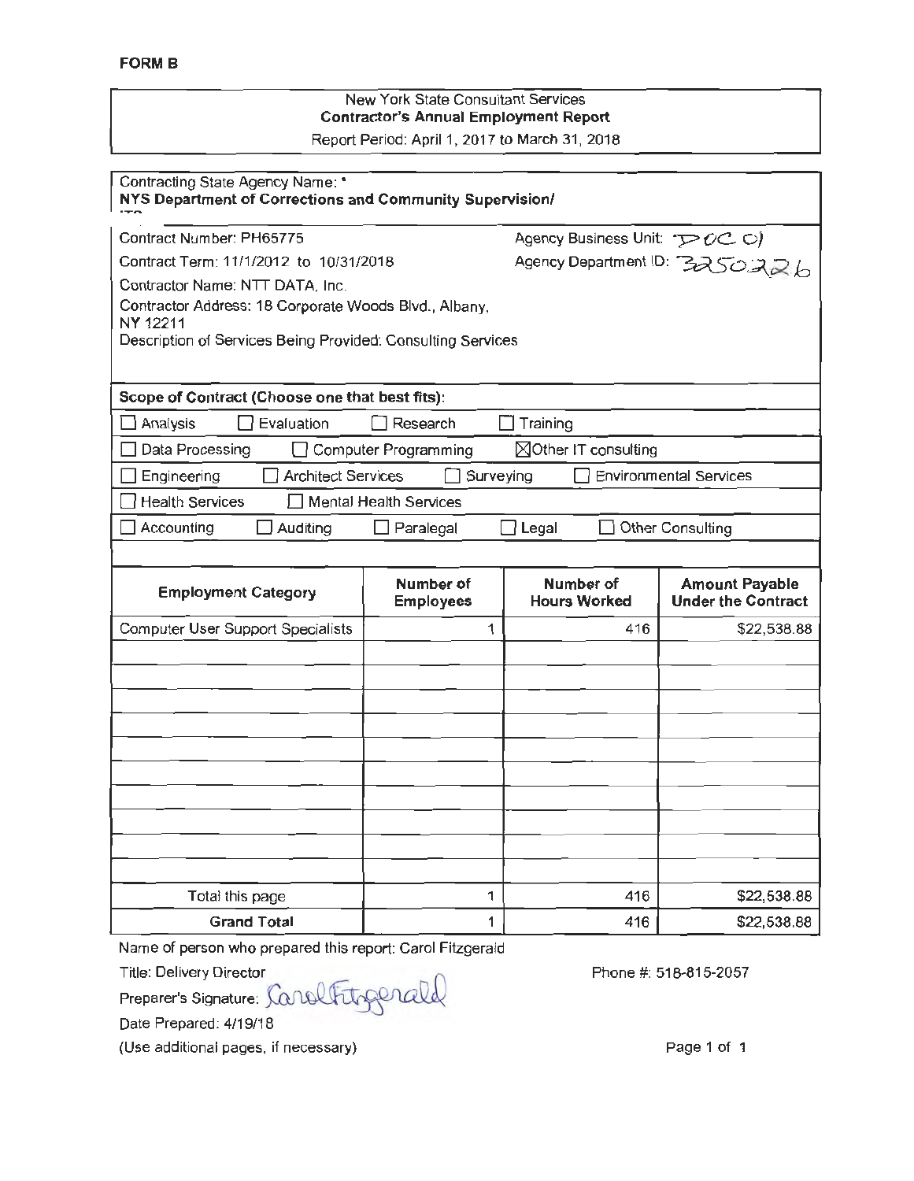**FORM B**

New York State Consultant Services
**Contractor's Annual Employment Report**
Report Period: April 1, 2017 to March 31, 2018

Contracting State Agency Name: *
**NYS Department of Corrections and Community Supervision/ ITS**

Contract Number: PH65775 — Agency Business Unit: DOC01

Contract Term: 11/1/2012 to 10/31/2018 — Agency Department ID: 3250226

Contractor Name: NTT DATA, Inc.

Contractor Address: 18 Corporate Woods Blvd., Albany, NY 12211

Description of Services Being Provided: Consulting Services

**Scope of Contract (Choose one that best fits):**

☐ Analysis ☐ Evaluation ☐ Research ☐ Training

☐ Data Processing ☐ Computer Programming ☒ Other IT consulting

☐ Engineering ☐ Architect Services ☐ Surveying ☐ Environmental Services

☐ Health Services ☐ Mental Health Services

☐ Accounting ☐ Auditing ☐ Paralegal ☐ Legal ☐ Other Consulting

| Employment Category | Number of Employees | Number of Hours Worked | Amount Payable Under the Contract |
|---|---|---|---|
| Computer User Support Specialists | 1 | 416 | $22,538.88 |
| | | | |
| | | | |
| | | | |
| | | | |
| | | | |
| | | | |
| | | | |
| | | | |
| | | | |
| | | | |
| Total this page | 1 | 416 | $22,538.88 |
| **Grand Total** | 1 | 416 | $22,538.88 |

Name of person who prepared this report: Carol Fitzgerald

Title: Delivery Director — Phone #: 518-815-2057

Preparer's Signature: Carol Fitzgerald

Date Prepared: 4/19/18

(Use additional pages, if necessary)